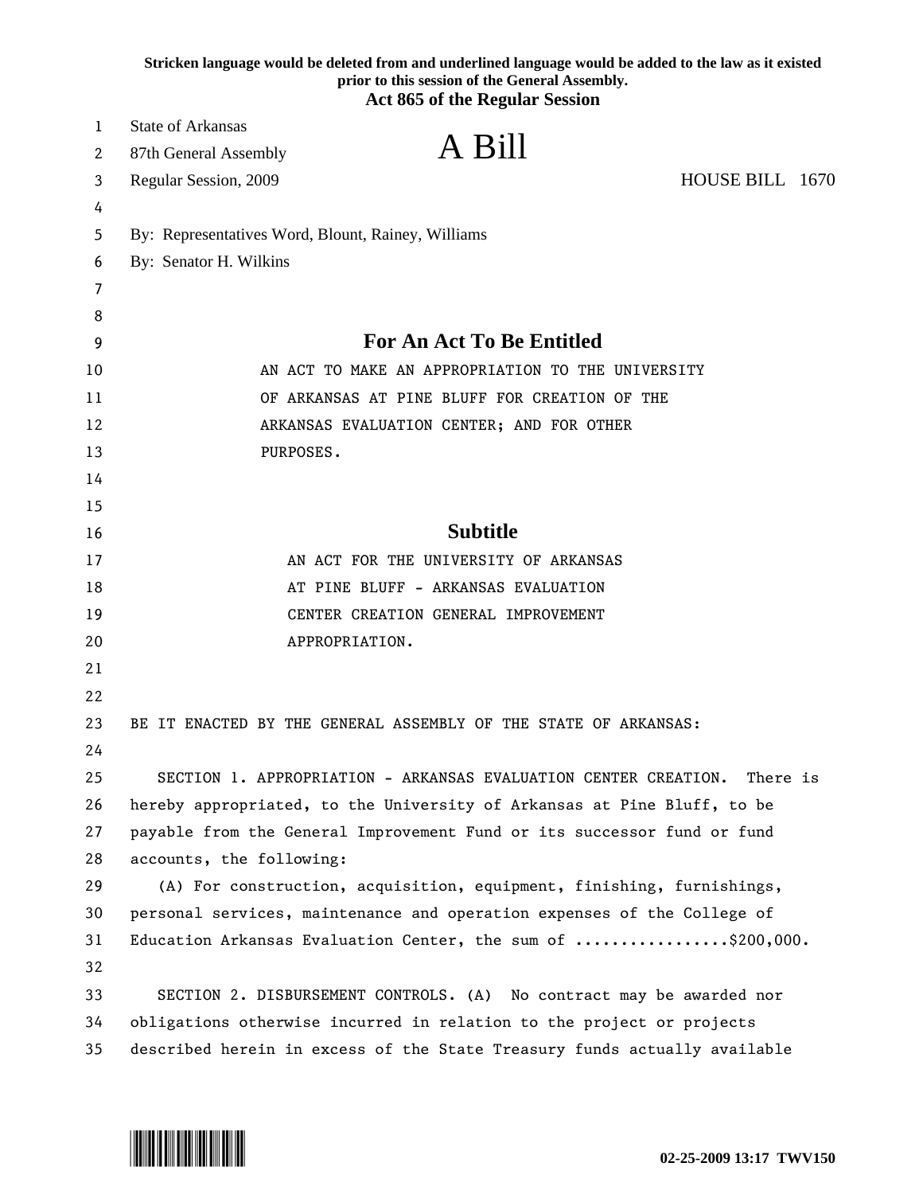**Stricken language would be deleted from and underlined language would be added to the law as it existed prior to this session of the General Assembly.**

**Act 865 of the Regular Session**

State of Arkansas
87th General Assembly
Regular Session, 2009

# A Bill

HOUSE BILL 1670

By: Representatives Word, Blount, Rainey, Williams
By: Senator H. Wilkins

## For An Act To Be Entitled

AN ACT TO MAKE AN APPROPRIATION TO THE UNIVERSITY OF ARKANSAS AT PINE BLUFF FOR CREATION OF THE ARKANSAS EVALUATION CENTER; AND FOR OTHER PURPOSES.

## Subtitle

AN ACT FOR THE UNIVERSITY OF ARKANSAS AT PINE BLUFF - ARKANSAS EVALUATION CENTER CREATION GENERAL IMPROVEMENT APPROPRIATION.

BE IT ENACTED BY THE GENERAL ASSEMBLY OF THE STATE OF ARKANSAS:

SECTION 1. APPROPRIATION - ARKANSAS EVALUATION CENTER CREATION. There is hereby appropriated, to the University of Arkansas at Pine Bluff, to be payable from the General Improvement Fund or its successor fund or fund accounts, the following:

(A) For construction, acquisition, equipment, finishing, furnishings, personal services, maintenance and operation expenses of the College of Education Arkansas Evaluation Center, the sum of .................$200,000.

SECTION 2. DISBURSEMENT CONTROLS. (A) No contract may be awarded nor obligations otherwise incurred in relation to the project or projects described herein in excess of the State Treasury funds actually available

02-25-2009 13:17 TWV150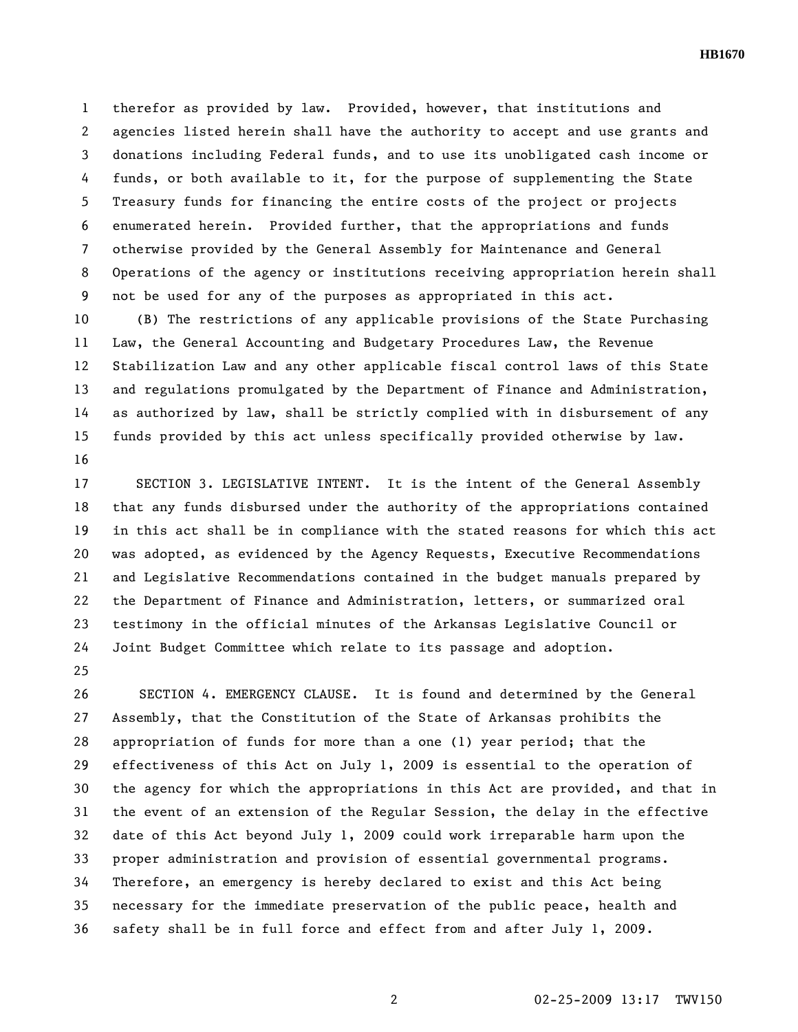therefor as provided by law. Provided, however, that institutions and agencies listed herein shall have the authority to accept and use grants and donations including Federal funds, and to use its unobligated cash income or funds, or both available to it, for the purpose of supplementing the State Treasury funds for financing the entire costs of the project or projects enumerated herein. Provided further, that the appropriations and funds otherwise provided by the General Assembly for Maintenance and General Operations of the agency or institutions receiving appropriation herein shall not be used for any of the purposes as appropriated in this act.

(B) The restrictions of any applicable provisions of the State Purchasing Law, the General Accounting and Budgetary Procedures Law, the Revenue Stabilization Law and any other applicable fiscal control laws of this State and regulations promulgated by the Department of Finance and Administration, as authorized by law, shall be strictly complied with in disbursement of any funds provided by this act unless specifically provided otherwise by law.

SECTION 3. LEGISLATIVE INTENT. It is the intent of the General Assembly that any funds disbursed under the authority of the appropriations contained in this act shall be in compliance with the stated reasons for which this act was adopted, as evidenced by the Agency Requests, Executive Recommendations and Legislative Recommendations contained in the budget manuals prepared by the Department of Finance and Administration, letters, or summarized oral testimony in the official minutes of the Arkansas Legislative Council or Joint Budget Committee which relate to its passage and adoption.

SECTION 4. EMERGENCY CLAUSE. It is found and determined by the General Assembly, that the Constitution of the State of Arkansas prohibits the appropriation of funds for more than a one (1) year period; that the effectiveness of this Act on July 1, 2009 is essential to the operation of the agency for which the appropriations in this Act are provided, and that in the event of an extension of the Regular Session, the delay in the effective date of this Act beyond July 1, 2009 could work irreparable harm upon the proper administration and provision of essential governmental programs. Therefore, an emergency is hereby declared to exist and this Act being necessary for the immediate preservation of the public peace, health and safety shall be in full force and effect from and after July 1, 2009.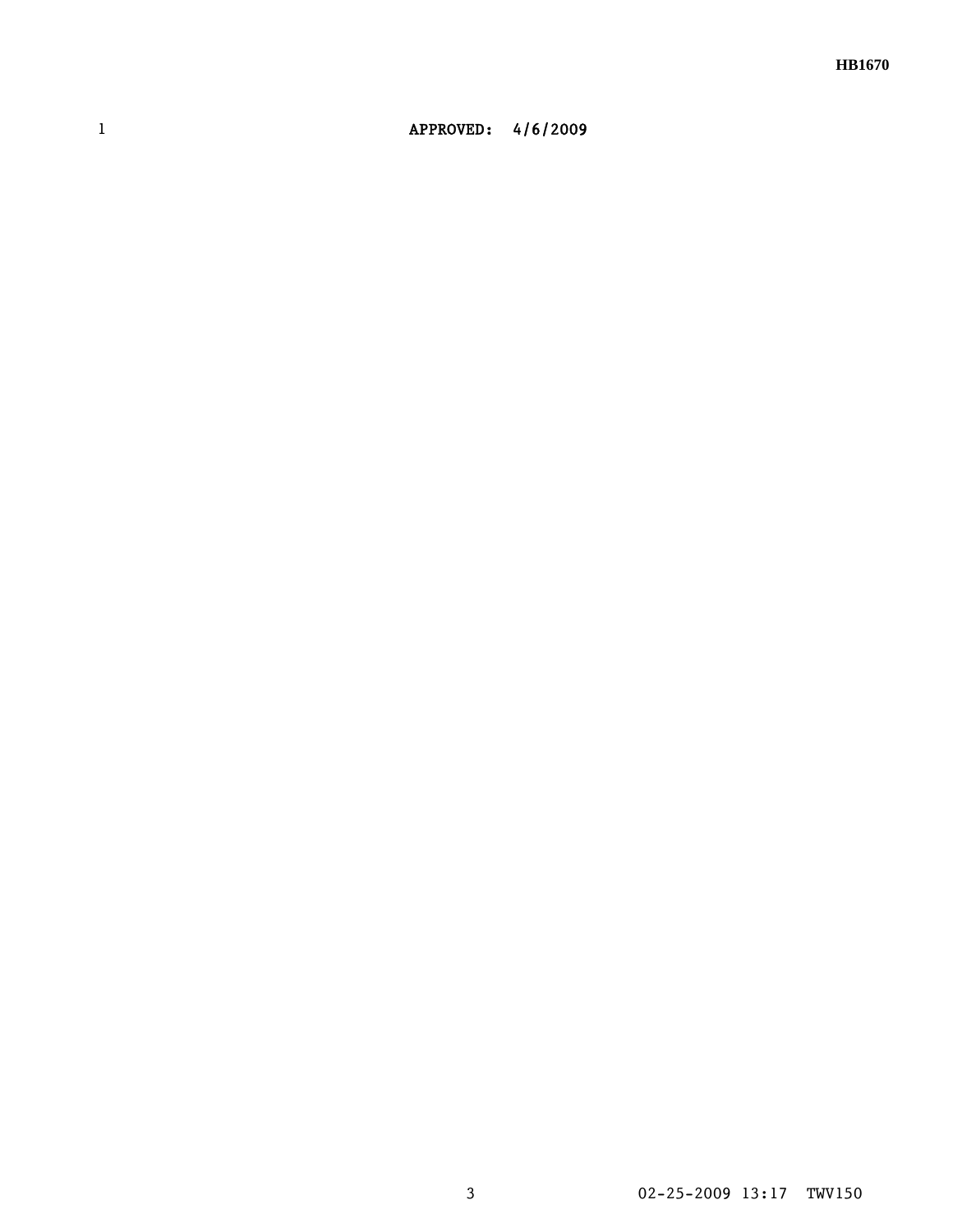APPROVED: 4/6/2009